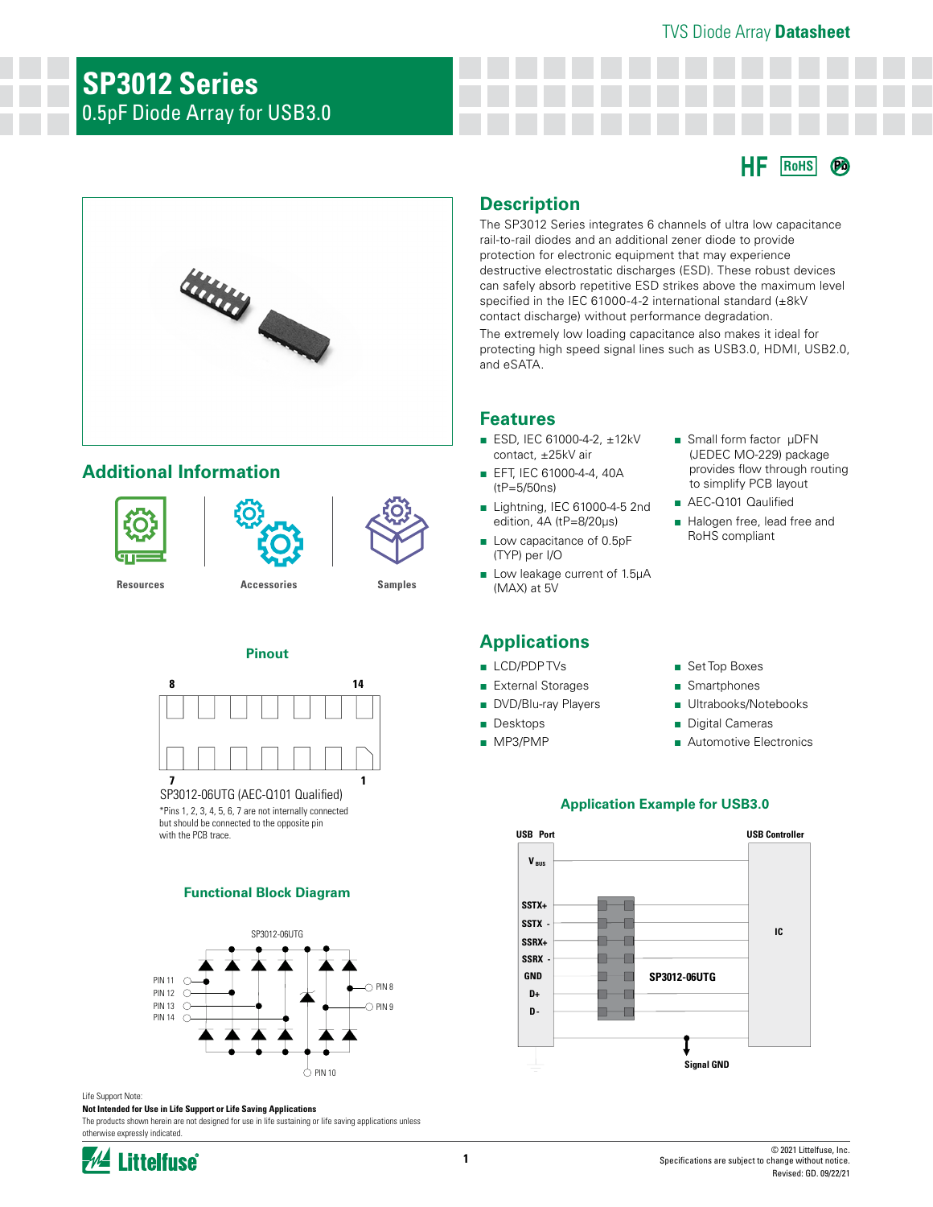# SP3012 Series

0.5pF Diode Array for USB3.0

HF RoHS Pb

## Description

The SP3012 Series integrates 6 channels of ultra low capacitance rail-to-rail diodes and an additional zener diode to provide protection for electronic equipment that may experience destructive electrostatic discharges (ESD). These robust devices can safely absorb repetitive ESD strikes above the maximum level specified in the IEC 61000-4-2 international standard (±8kV contact discharge) without performance degradation.

The extremely low loading capacitance also makes it ideal for protecting high speed signal lines such as USB3.0, HDMI, USB2.0, and eSATA.

## Features

- ESD, IEC 61000-4-2, ±12kV contact, ±25kV air
- EFT, IEC 61000-4-4, 40A (tP=5/50ns)
- Lightning, IEC 61000-4-5 2nd edition, 4A (tP=8/20μs)
- Low capacitance of 0.5pF (TYP) per I/O
- Low leakage current of 1.5μA (MAX) at 5V
- Small form factor μDFN (JEDEC MO-229) package provides flow through routing to simplify PCB layout
- AEC-Q101 Qaulified
- Halogen free, lead free and RoHS compliant

## Additional Information

Resources | Accessories | Samples

## Applications

- LCD/PDP TVs
- External Storages
- DVD/Blu-ray Players
- Desktops
- MP3/PMP
- Set Top Boxes
- Smartphones
- Ultrabooks/Notebooks
- Digital Cameras
- Automotive Electronics

### Pinout

8 14

7 1

SP3012-06UTG (AEC-Q101 Qualified)

*Pins 1, 2, 3, 4, 5, 6, 7 are not internally connected but should be connected to the opposite pin with the PCB trace.

### Application Example for USB3.0

USB Port: V BUS, SSTX+, SSTX -, SSRX+, SSRX -, GND, D+, D-

USB Controller: IC

SP3012-06UTG

Signal GND

### Functional Block Diagram

SP3012-06UTG

PIN 11, PIN 12, PIN 13, PIN 14, PIN 8, PIN 9, PIN 10

Life Support Note:

**Not Intended for Use in Life Support or Life Saving Applications**

The products shown herein are not designed for use in life sustaining or life saving applications unless otherwise expressly indicated.

© 2021 Littelfuse, Inc.
Specifications are subject to change without notice.
Revised: GD. 09/22/21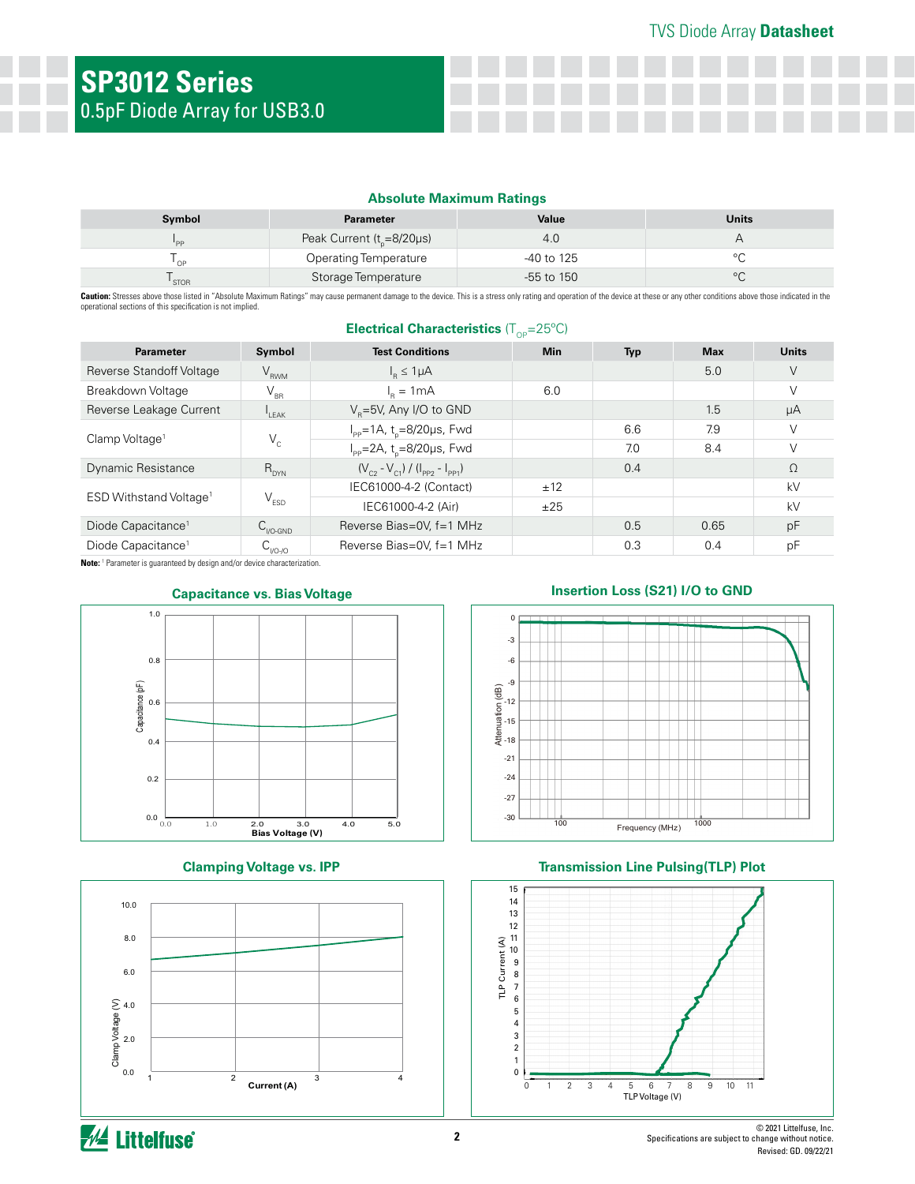# SP3012 Series

0.5pF Diode Array for USB3.0

### Absolute Maximum Ratings

| Symbol | Parameter | Value | Units |
|---|---|---|---|
| $I_{PP}$ | Peak Current ($t_p$=8/20μs) | 4.0 | A |
| $T_{OP}$ | Operating Temperature | -40 to 125 | °C |
| $T_{STOR}$ | Storage Temperature | -55 to 150 | °C |

**Caution:** Stresses above those listed in "Absolute Maximum Ratings" may cause permanent damage to the device. This is a stress only rating and operation of the device at these or any other conditions above those indicated in the operational sections of this specification is not implied.

### Electrical Characteristics ($T_{OP}$=25°C)

| Parameter | Symbol | Test Conditions | Min | Typ | Max | Units |
|---|---|---|---|---|---|---|
| Reverse Standoff Voltage | $V_{RWM}$ | $I_R \le 1\mu A$ | | | 5.0 | V |
| Breakdown Voltage | $V_{BR}$ | $I_R$ = 1mA | 6.0 | | | V |
| Reverse Leakage Current | $I_{LEAK}$ | $V_R$=5V, Any I/O to GND | | | 1.5 | μA |
| Clamp Voltage[1] | $V_C$ | $I_{PP}$=1A, $t_p$=8/20μs, Fwd | | 6.6 | 7.9 | V |
| | | $I_{PP}$=2A, $t_p$=8/20μs, Fwd | | 7.0 | 8.4 | V |
| Dynamic Resistance | $R_{DYN}$ | $(V_{C2} - V_{C1}) / (I_{PP2} - I_{PP1})$ | | 0.4 | | Ω |
| ESD Withstand Voltage[1] | $V_{ESD}$ | IEC61000-4-2 (Contact) | ±12 | | | kV |
| | | IEC61000-4-2 (Air) | ±25 | | | kV |
| Diode Capacitance[1] | $C_{I/O-GND}$ | Reverse Bias=0V, f=1 MHz | | 0.5 | 0.65 | pF |
| Diode Capacitance[1] | $C_{I/O-I/O}$ | Reverse Bias=0V, f=1 MHz | | 0.3 | 0.4 | pF |

**Note:** [1] Parameter is guaranteed by design and/or device characterization.

### Capacitance vs. Bias Voltage

### Insertion Loss (S21) I/O to GND

### Clamping Voltage vs. IPP

### Transmission Line Pulsing(TLP) Plot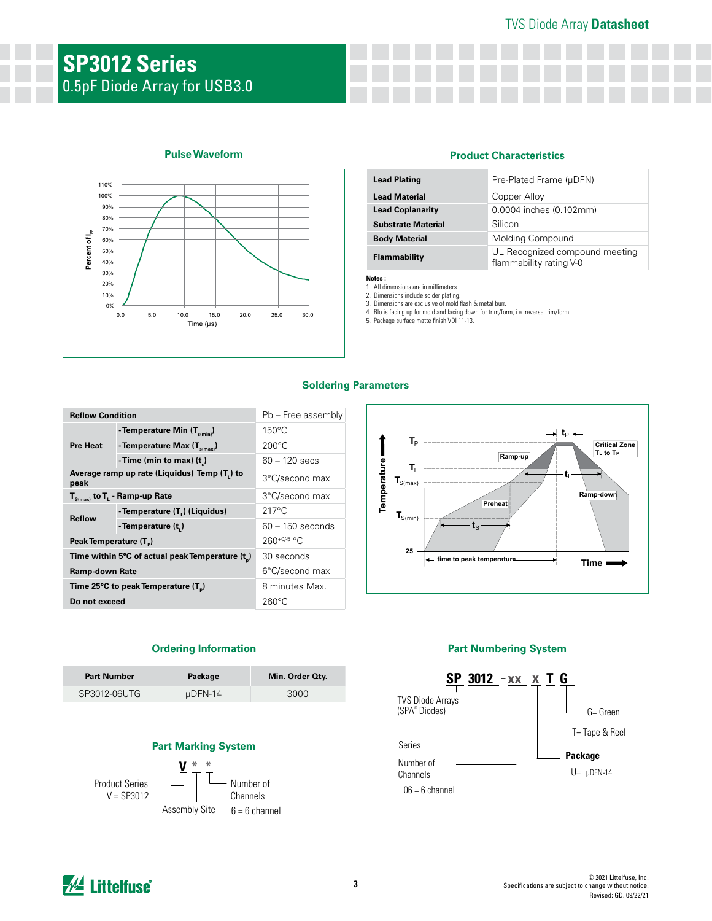# SP3012 Series

0.5pF Diode Array for USB3.0

## Pulse Waveform

## Product Characteristics

| | |
|---|---|
| **Lead Plating** | Pre-Plated Frame (µDFN) |
| **Lead Material** | Copper Alloy |
| **Lead Coplanarity** | 0.0004 inches (0.102mm) |
| **Substrate Material** | Silicon |
| **Body Material** | Molding Compound |
| **Flammability** | UL Recognized compound meeting flammability rating V-0 |

**Notes :**

1. All dimensions are in millimeters
2. Dimensions include solder plating.
3. Dimensions are exclusive of mold flash & metal burr.
4. Blo is facing up for mold and facing down for trim/form, i.e. reverse trim/form.
5. Package surface matte finish VDI 11-13.

## Soldering Parameters

| Reflow Condition | | Pb – Free assembly |
|---|---|---|
| **Pre Heat** | -Temperature Min ($T_{s(min)}$) | 150°C |
| | -Temperature Max ($T_{s(max)}$) | 200°C |
| | -Time (min to max) ($t_s$) | 60 – 120 secs |
| **Average ramp up rate (Liquidus) Temp ($T_L$) to peak** | | 3°C/second max |
| **$T_{S(max)}$ to $T_L$ - Ramp-up Rate** | | 3°C/second max |
| **Reflow** | -Temperature ($T_L$) (Liquidus) | 217°C |
| | -Temperature ($t_L$) | 60 – 150 seconds |
| **Peak Temperature ($T_P$)** | | $260^{+0/-5}$ °C |
| **Time within 5°C of actual peak Temperature ($t_p$)** | | 30 seconds |
| **Ramp-down Rate** | | 6°C/second max |
| **Time 25°C to peak Temperature ($T_P$)** | | 8 minutes Max. |
| **Do not exceed** | | 260°C |

## Ordering Information

| Part Number | Package | Min. Order Qty. |
|---|---|---|
| SP3012-06UTG | µDFN-14 | 3000 |

## Part Marking System

V * *

- Product Series: V = SP3012
- Assembly Site
- Number of Channels: 6 = 6 channel

## Part Numbering System

SP 3012 - xx x T G

- SP: TVS Diode Arrays (SPA® Diodes)
- 3012: Series
- xx: Number of Channels — 06 = 6 channel
- x: **Package** — U= µDFN-14
- T= Tape & Reel
- G= Green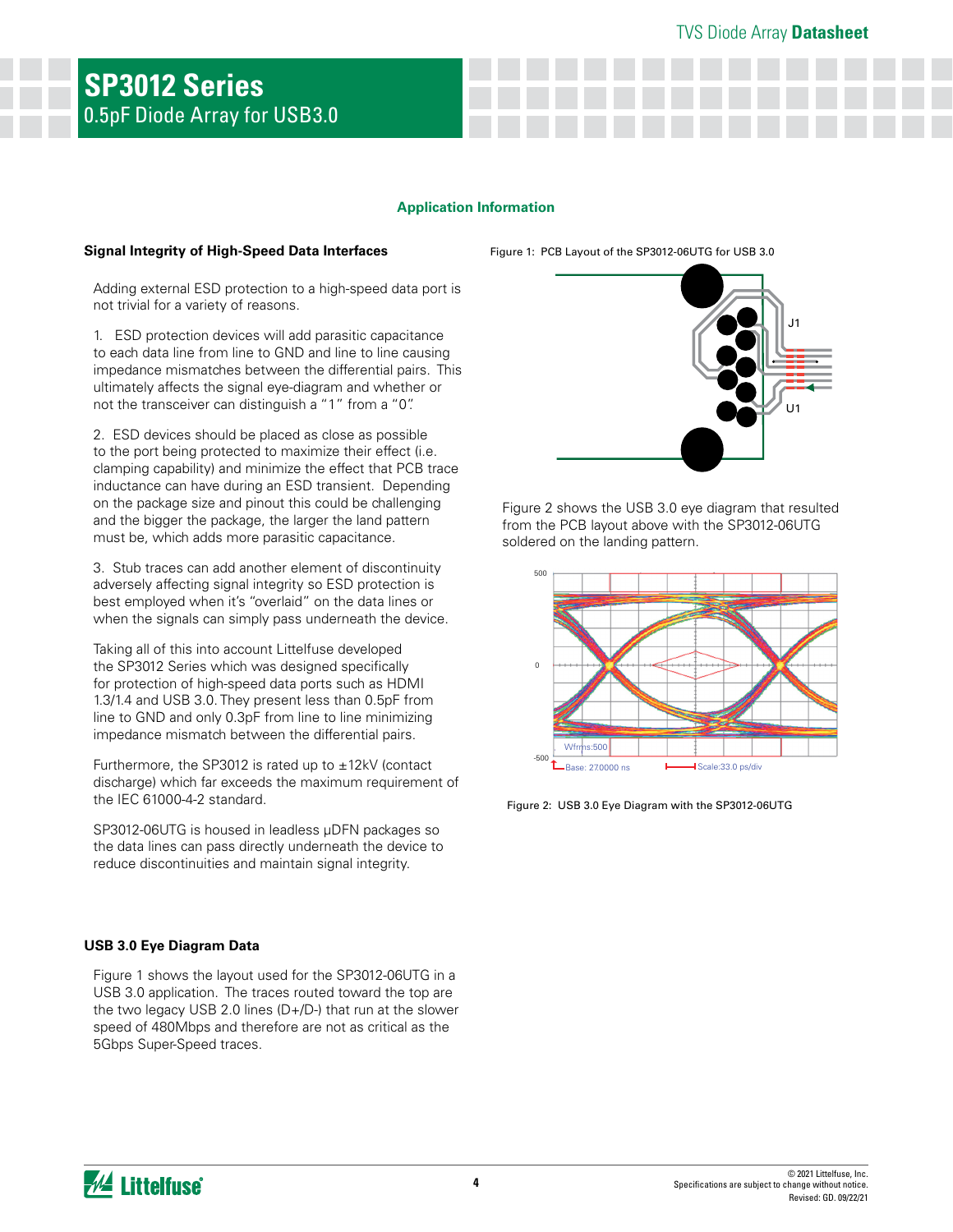# SP3012 Series
0.5pF Diode Array for USB3.0

## Application Information

### Signal Integrity of High-Speed Data Interfaces

Adding external ESD protection to a high-speed data port is not trivial for a variety of reasons.

1. ESD protection devices will add parasitic capacitance to each data line from line to GND and line to line causing impedance mismatches between the differential pairs. This ultimately affects the signal eye-diagram and whether or not the transceiver can distinguish a "1" from a "0".

2. ESD devices should be placed as close as possible to the port being protected to maximize their effect (i.e. clamping capability) and minimize the effect that PCB trace inductance can have during an ESD transient. Depending on the package size and pinout this could be challenging and the bigger the package, the larger the land pattern must be, which adds more parasitic capacitance.

3. Stub traces can add another element of discontinuity adversely affecting signal integrity so ESD protection is best employed when it's "overlaid" on the data lines or when the signals can simply pass underneath the device.

Taking all of this into account Littelfuse developed the SP3012 Series which was designed specifically for protection of high-speed data ports such as HDMI 1.3/1.4 and USB 3.0. They present less than 0.5pF from line to GND and only 0.3pF from line to line minimizing impedance mismatch between the differential pairs.

Furthermore, the SP3012 is rated up to ±12kV (contact discharge) which far exceeds the maximum requirement of the IEC 61000-4-2 standard.

SP3012-06UTG is housed in leadless µDFN packages so the data lines can pass directly underneath the device to reduce discontinuities and maintain signal integrity.

### USB 3.0 Eye Diagram Data

Figure 1 shows the layout used for the SP3012-06UTG in a USB 3.0 application. The traces routed toward the top are the two legacy USB 2.0 lines (D+/D-) that run at the slower speed of 480Mbps and therefore are not as critical as the 5Gbps Super-Speed traces.

Figure 1: PCB Layout of the SP3012-06UTG for USB 3.0

Figure 2 shows the USB 3.0 eye diagram that resulted from the PCB layout above with the SP3012-06UTG soldered on the landing pattern.

Figure 2: USB 3.0 Eye Diagram with the SP3012-06UTG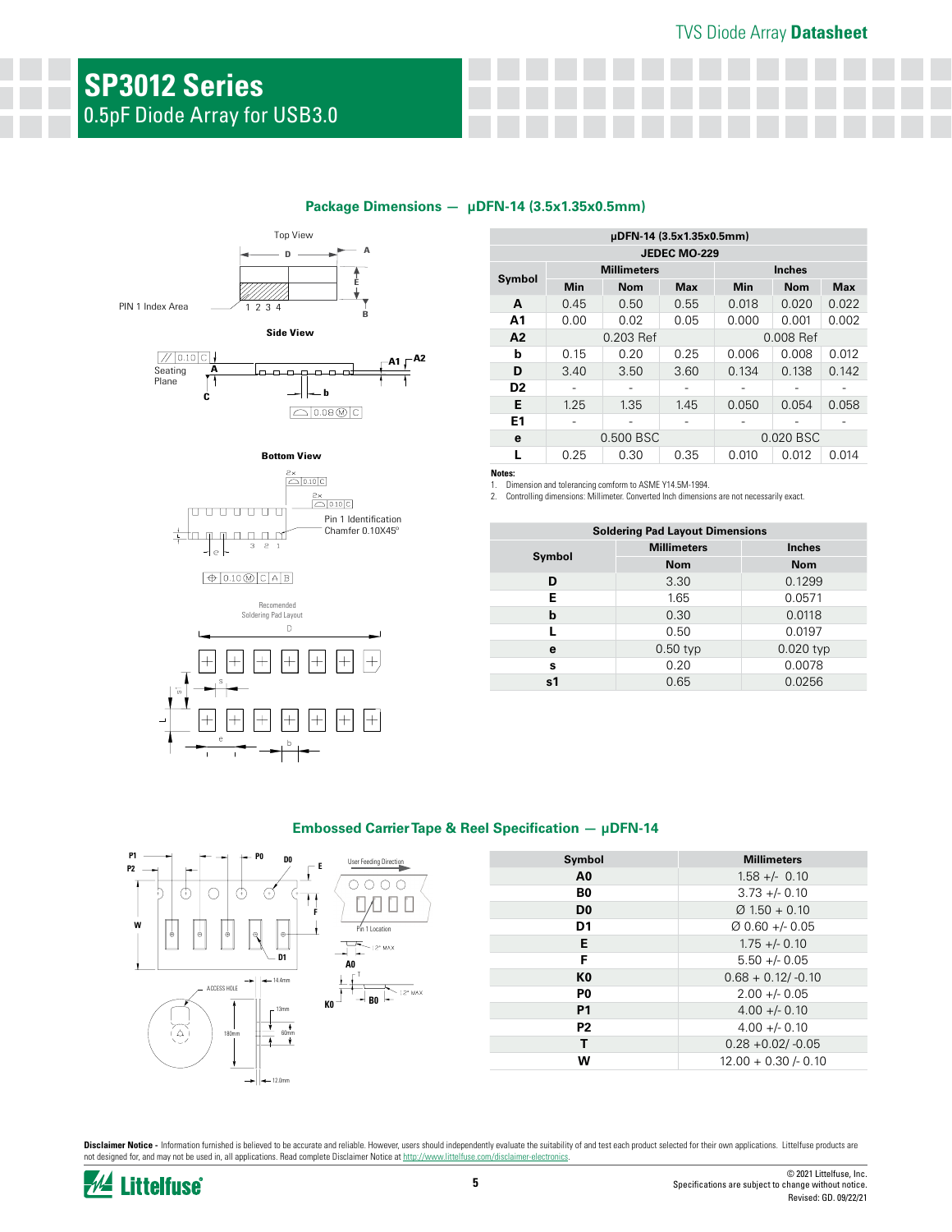# SP3012 Series

0.5pF Diode Array for USB3.0

## Package Dimensions — μDFN-14 (3.5x1.35x0.5mm)

Top View

D

A

E

PIN 1 Index Area

1 2 3 4

B

Side View

0.10 C

Seating Plane

A

C

A1

A2

b

0.08 M C

Bottom View

2x 0.10 C

2x 0.10 C

Pin 1 Identification Chamfer 0.10X45°

L

e

3 2 1

0.10 M C A B

Recomended Soldering Pad Layout

D

s1

s

L

e

b

| μDFN-14 (3.5x1.35x0.5mm) JEDEC MO-229 | | | | | | |
|---|---|---|---|---|---|---|
| Symbol | Millimeters | | | Inches | | |
| | Min | Nom | Max | Min | Nom | Max |
| A | 0.45 | 0.50 | 0.55 | 0.018 | 0.020 | 0.022 |
| A1 | 0.00 | 0.02 | 0.05 | 0.000 | 0.001 | 0.002 |
| A2 | | 0.203 Ref | | | 0.008 Ref | |
| b | 0.15 | 0.20 | 0.25 | 0.006 | 0.008 | 0.012 |
| D | 3.40 | 3.50 | 3.60 | 0.134 | 0.138 | 0.142 |
| D2 | - | - | - | - | - | - |
| E | 1.25 | 1.35 | 1.45 | 0.050 | 0.054 | 0.058 |
| E1 | - | - | - | - | - | - |
| e | | 0.500 BSC | | | 0.020 BSC | |
| L | 0.25 | 0.30 | 0.35 | 0.010 | 0.012 | 0.014 |

**Notes:**

1. Dimension and tolerancing comform to ASME Y14.5M-1994.
2. Controlling dimensions: Millimeter. Converted Inch dimensions are not necessarily exact.

| Soldering Pad Layout Dimensions | | |
|---|---|---|
| Symbol | Millimeters | Inches |
| | Nom | Nom |
| D | 3.30 | 0.1299 |
| E | 1.65 | 0.0571 |
| b | 0.30 | 0.0118 |
| L | 0.50 | 0.0197 |
| e | 0.50 typ | 0.020 typ |
| s | 0.20 | 0.0078 |
| s1 | 0.65 | 0.0256 |

## Embossed Carrier Tape & Reel Specification — μDFN-14

P1

P2

P0

D0

E

F

W

D1

User Feeding Direction

Pin 1 Location

12° MAX

A0

T

K0

B0

12° MAX

ACCESS HOLE

14.4mm

13mm

180mm

60mm

12.0mm

| Symbol | Millimeters |
|---|---|
| A0 | 1.58 +/- 0.10 |
| B0 | 3.73 +/- 0.10 |
| D0 | Ø 1.50 + 0.10 |
| D1 | Ø 0.60 +/- 0.05 |
| E | 1.75 +/- 0.10 |
| F | 5.50 +/- 0.05 |
| K0 | 0.68 + 0.12/ -0.10 |
| P0 | 2.00 +/- 0.05 |
| P1 | 4.00 +/- 0.10 |
| P2 | 4.00 +/- 0.10 |
| T | 0.28 +0.02/ -0.05 |
| W | 12.00 + 0.30 /- 0.10 |

**Disclaimer Notice -** Information furnished is believed to be accurate and reliable. However, users should independently evaluate the suitability of and test each product selected for their own applications. Littelfuse products are not designed for, and may not be used in, all applications. Read complete Disclaimer Notice at http://www.littelfuse.com/disclaimer-electronics.

© 2021 Littelfuse, Inc.
Specifications are subject to change without notice.
Revised: GD. 09/22/21